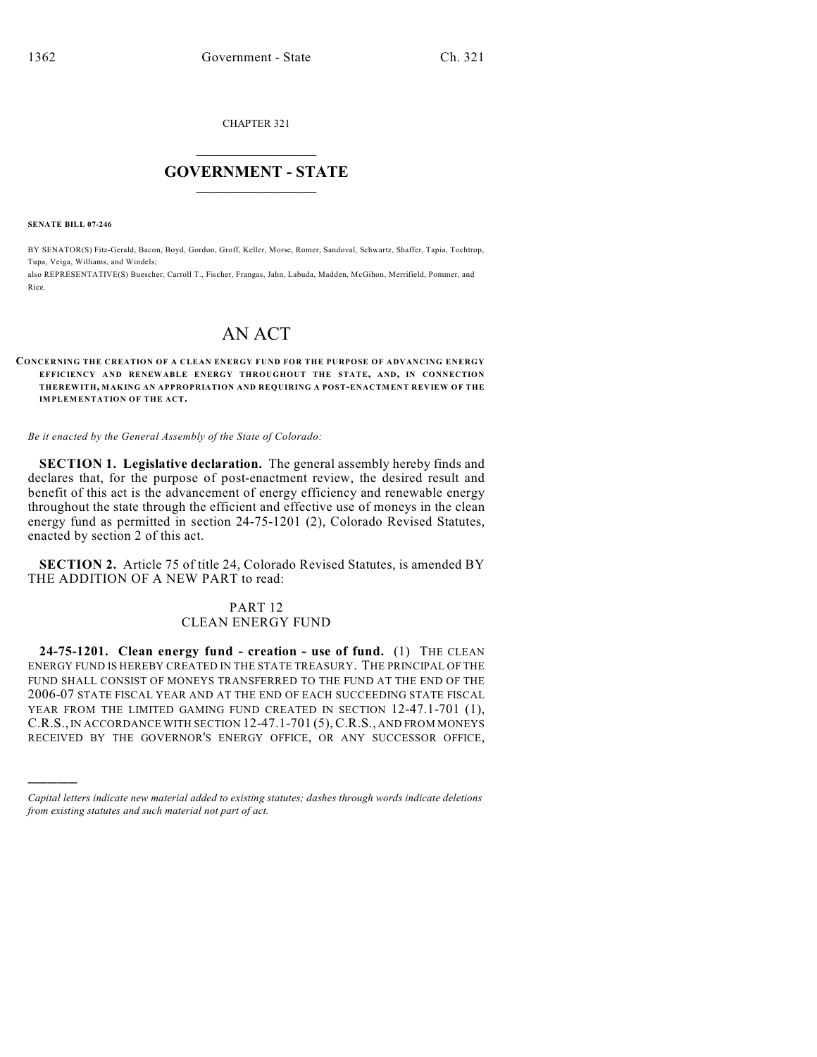CHAPTER 321

# GOVERNMENT - STATE

**SENATE BILL 07-246**

BY SENATOR(S) Fitz-Gerald, Bacon, Boyd, Gordon, Groff, Keller, Morse, Romer, Sandoval, Schwartz, Shaffer, Tapia, Tochtrop, Tupa, Veiga, Williams, and Windels;
also REPRESENTATIVE(S) Buescher, Carroll T., Fischer, Frangas, Jahn, Labuda, Madden, McGihon, Merrifield, Pommer, and Rice.

# AN ACT

**CONCERNING THE CREATION OF A CLEAN ENERGY FUND FOR THE PURPOSE OF ADVANCING ENERGY EFFICIENCY AND RENEWABLE ENERGY THROUGHOUT THE STATE, AND, IN CONNECTION THEREWITH, MAKING AN APPROPRIATION AND REQUIRING A POST-ENACTMENT REVIEW OF THE IMPLEMENTATION OF THE ACT.**

*Be it enacted by the General Assembly of the State of Colorado:*

**SECTION 1. Legislative declaration.** The general assembly hereby finds and declares that, for the purpose of post-enactment review, the desired result and benefit of this act is the advancement of energy efficiency and renewable energy throughout the state through the efficient and effective use of moneys in the clean energy fund as permitted in section 24-75-1201 (2), Colorado Revised Statutes, enacted by section 2 of this act.

**SECTION 2.** Article 75 of title 24, Colorado Revised Statutes, is amended BY THE ADDITION OF A NEW PART to read:

PART 12
CLEAN ENERGY FUND

**24-75-1201. Clean energy fund - creation - use of fund.** (1) THE CLEAN ENERGY FUND IS HEREBY CREATED IN THE STATE TREASURY. THE PRINCIPAL OF THE FUND SHALL CONSIST OF MONEYS TRANSFERRED TO THE FUND AT THE END OF THE 2006-07 STATE FISCAL YEAR AND AT THE END OF EACH SUCCEEDING STATE FISCAL YEAR FROM THE LIMITED GAMING FUND CREATED IN SECTION 12-47.1-701 (1), C.R.S., IN ACCORDANCE WITH SECTION 12-47.1-701 (5), C.R.S., AND FROM MONEYS RECEIVED BY THE GOVERNOR'S ENERGY OFFICE, OR ANY SUCCESSOR OFFICE,

---

*Capital letters indicate new material added to existing statutes; dashes through words indicate deletions from existing statutes and such material not part of act.*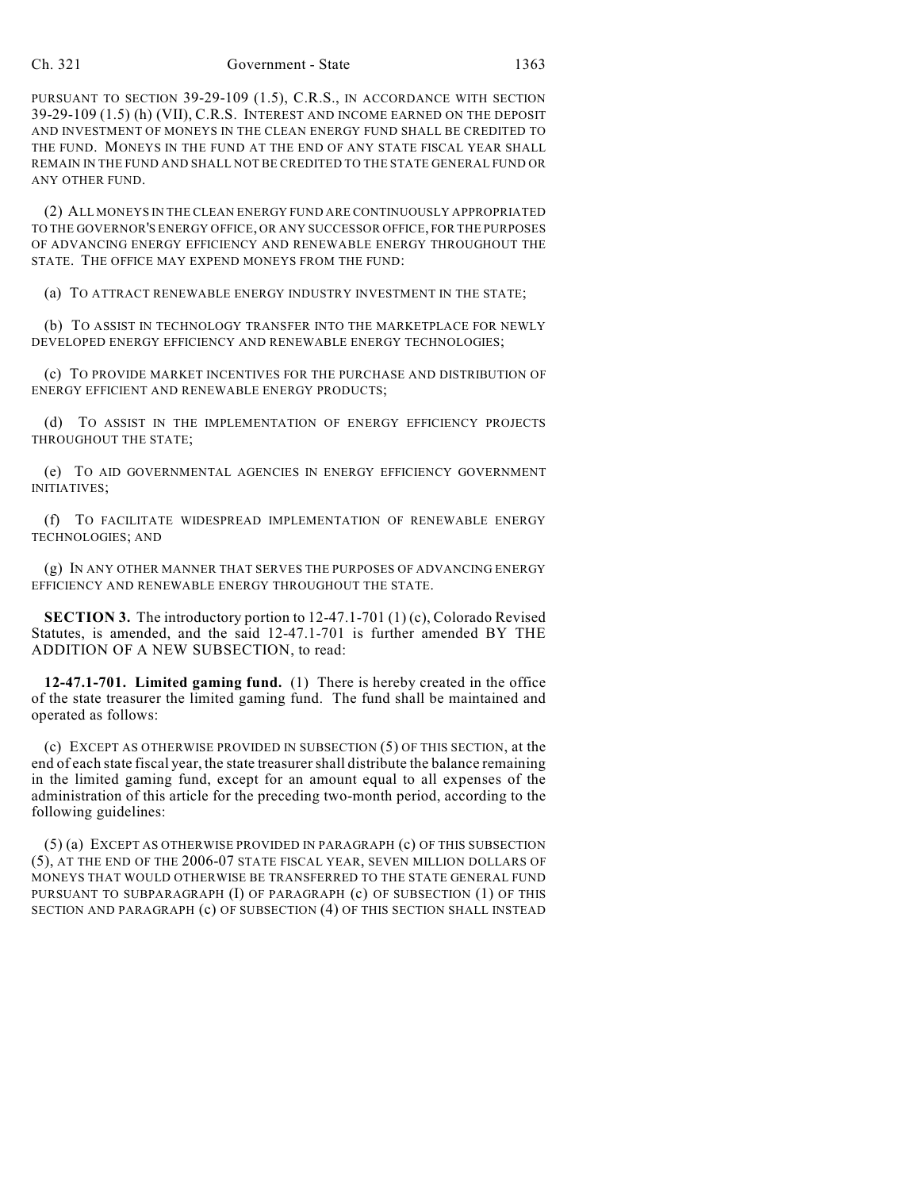PURSUANT TO SECTION 39-29-109 (1.5), C.R.S., IN ACCORDANCE WITH SECTION 39-29-109 (1.5) (h) (VII), C.R.S. INTEREST AND INCOME EARNED ON THE DEPOSIT AND INVESTMENT OF MONEYS IN THE CLEAN ENERGY FUND SHALL BE CREDITED TO THE FUND. MONEYS IN THE FUND AT THE END OF ANY STATE FISCAL YEAR SHALL REMAIN IN THE FUND AND SHALL NOT BE CREDITED TO THE STATE GENERAL FUND OR ANY OTHER FUND.

(2) ALL MONEYS IN THE CLEAN ENERGY FUND ARE CONTINUOUSLY APPROPRIATED TO THE GOVERNOR'S ENERGY OFFICE, OR ANY SUCCESSOR OFFICE, FOR THE PURPOSES OF ADVANCING ENERGY EFFICIENCY AND RENEWABLE ENERGY THROUGHOUT THE STATE. THE OFFICE MAY EXPEND MONEYS FROM THE FUND:

(a) TO ATTRACT RENEWABLE ENERGY INDUSTRY INVESTMENT IN THE STATE;

(b) TO ASSIST IN TECHNOLOGY TRANSFER INTO THE MARKETPLACE FOR NEWLY DEVELOPED ENERGY EFFICIENCY AND RENEWABLE ENERGY TECHNOLOGIES;

(c) TO PROVIDE MARKET INCENTIVES FOR THE PURCHASE AND DISTRIBUTION OF ENERGY EFFICIENT AND RENEWABLE ENERGY PRODUCTS;

(d) TO ASSIST IN THE IMPLEMENTATION OF ENERGY EFFICIENCY PROJECTS THROUGHOUT THE STATE;

(e) TO AID GOVERNMENTAL AGENCIES IN ENERGY EFFICIENCY GOVERNMENT INITIATIVES;

(f) TO FACILITATE WIDESPREAD IMPLEMENTATION OF RENEWABLE ENERGY TECHNOLOGIES; AND

(g) IN ANY OTHER MANNER THAT SERVES THE PURPOSES OF ADVANCING ENERGY EFFICIENCY AND RENEWABLE ENERGY THROUGHOUT THE STATE.

**SECTION 3.** The introductory portion to 12-47.1-701 (1) (c), Colorado Revised Statutes, is amended, and the said 12-47.1-701 is further amended BY THE ADDITION OF A NEW SUBSECTION, to read:

**12-47.1-701. Limited gaming fund.** (1) There is hereby created in the office of the state treasurer the limited gaming fund. The fund shall be maintained and operated as follows:

(c) EXCEPT AS OTHERWISE PROVIDED IN SUBSECTION (5) OF THIS SECTION, at the end of each state fiscal year, the state treasurer shall distribute the balance remaining in the limited gaming fund, except for an amount equal to all expenses of the administration of this article for the preceding two-month period, according to the following guidelines:

(5) (a) EXCEPT AS OTHERWISE PROVIDED IN PARAGRAPH (c) OF THIS SUBSECTION (5), AT THE END OF THE 2006-07 STATE FISCAL YEAR, SEVEN MILLION DOLLARS OF MONEYS THAT WOULD OTHERWISE BE TRANSFERRED TO THE STATE GENERAL FUND PURSUANT TO SUBPARAGRAPH (I) OF PARAGRAPH (c) OF SUBSECTION (1) OF THIS SECTION AND PARAGRAPH (c) OF SUBSECTION (4) OF THIS SECTION SHALL INSTEAD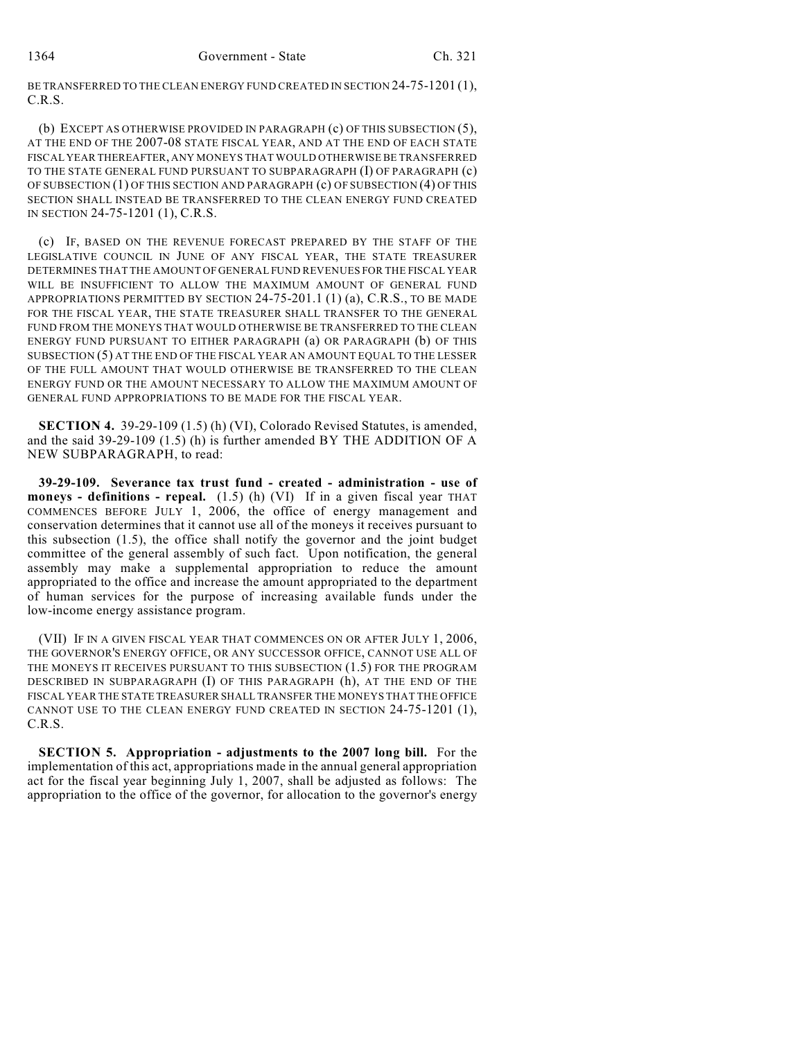BE TRANSFERRED TO THE CLEAN ENERGY FUND CREATED IN SECTION 24-75-1201 (1), C.R.S.

(b) EXCEPT AS OTHERWISE PROVIDED IN PARAGRAPH (c) OF THIS SUBSECTION (5), AT THE END OF THE 2007-08 STATE FISCAL YEAR, AND AT THE END OF EACH STATE FISCAL YEAR THEREAFTER, ANY MONEYS THAT WOULD OTHERWISE BE TRANSFERRED TO THE STATE GENERAL FUND PURSUANT TO SUBPARAGRAPH (I) OF PARAGRAPH (c) OF SUBSECTION (1) OF THIS SECTION AND PARAGRAPH (c) OF SUBSECTION (4) OF THIS SECTION SHALL INSTEAD BE TRANSFERRED TO THE CLEAN ENERGY FUND CREATED IN SECTION 24-75-1201 (1), C.R.S.

(c) IF, BASED ON THE REVENUE FORECAST PREPARED BY THE STAFF OF THE LEGISLATIVE COUNCIL IN JUNE OF ANY FISCAL YEAR, THE STATE TREASURER DETERMINES THAT THE AMOUNT OF GENERAL FUND REVENUES FOR THE FISCAL YEAR WILL BE INSUFFICIENT TO ALLOW THE MAXIMUM AMOUNT OF GENERAL FUND APPROPRIATIONS PERMITTED BY SECTION 24-75-201.1 (1) (a), C.R.S., TO BE MADE FOR THE FISCAL YEAR, THE STATE TREASURER SHALL TRANSFER TO THE GENERAL FUND FROM THE MONEYS THAT WOULD OTHERWISE BE TRANSFERRED TO THE CLEAN ENERGY FUND PURSUANT TO EITHER PARAGRAPH (a) OR PARAGRAPH (b) OF THIS SUBSECTION (5) AT THE END OF THE FISCAL YEAR AN AMOUNT EQUAL TO THE LESSER OF THE FULL AMOUNT THAT WOULD OTHERWISE BE TRANSFERRED TO THE CLEAN ENERGY FUND OR THE AMOUNT NECESSARY TO ALLOW THE MAXIMUM AMOUNT OF GENERAL FUND APPROPRIATIONS TO BE MADE FOR THE FISCAL YEAR.

**SECTION 4.** 39-29-109 (1.5) (h) (VI), Colorado Revised Statutes, is amended, and the said 39-29-109 (1.5) (h) is further amended BY THE ADDITION OF A NEW SUBPARAGRAPH, to read:

**39-29-109. Severance tax trust fund - created - administration - use of moneys - definitions - repeal.** (1.5) (h) (VI) If in a given fiscal year THAT COMMENCES BEFORE JULY 1, 2006, the office of energy management and conservation determines that it cannot use all of the moneys it receives pursuant to this subsection (1.5), the office shall notify the governor and the joint budget committee of the general assembly of such fact. Upon notification, the general assembly may make a supplemental appropriation to reduce the amount appropriated to the office and increase the amount appropriated to the department of human services for the purpose of increasing available funds under the low-income energy assistance program.

(VII) IF IN A GIVEN FISCAL YEAR THAT COMMENCES ON OR AFTER JULY 1, 2006, THE GOVERNOR'S ENERGY OFFICE, OR ANY SUCCESSOR OFFICE, CANNOT USE ALL OF THE MONEYS IT RECEIVES PURSUANT TO THIS SUBSECTION (1.5) FOR THE PROGRAM DESCRIBED IN SUBPARAGRAPH (I) OF THIS PARAGRAPH (h), AT THE END OF THE FISCAL YEAR THE STATE TREASURER SHALL TRANSFER THE MONEYS THAT THE OFFICE CANNOT USE TO THE CLEAN ENERGY FUND CREATED IN SECTION 24-75-1201 (1), C.R.S.

**SECTION 5. Appropriation - adjustments to the 2007 long bill.** For the implementation of this act, appropriations made in the annual general appropriation act for the fiscal year beginning July 1, 2007, shall be adjusted as follows: The appropriation to the office of the governor, for allocation to the governor's energy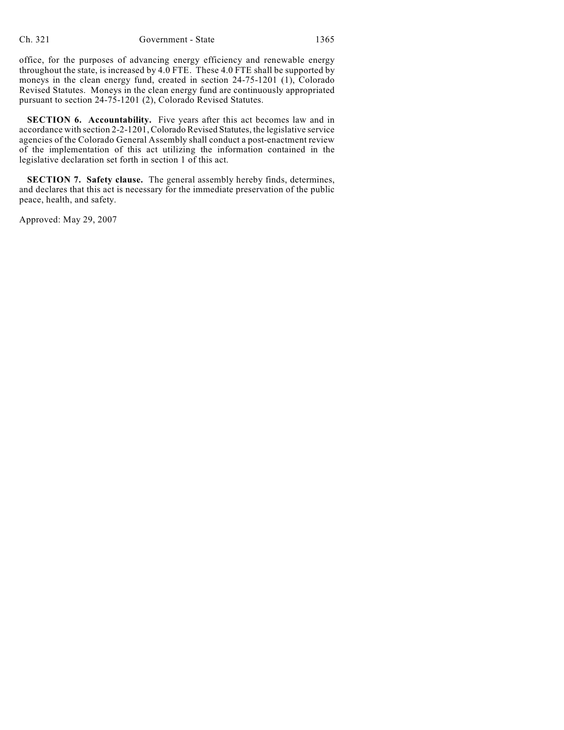office, for the purposes of advancing energy efficiency and renewable energy throughout the state, is increased by 4.0 FTE. These 4.0 FTE shall be supported by moneys in the clean energy fund, created in section 24-75-1201 (1), Colorado Revised Statutes. Moneys in the clean energy fund are continuously appropriated pursuant to section 24-75-1201 (2), Colorado Revised Statutes.

**SECTION 6. Accountability.** Five years after this act becomes law and in accordance with section 2-2-1201, Colorado Revised Statutes, the legislative service agencies of the Colorado General Assembly shall conduct a post-enactment review of the implementation of this act utilizing the information contained in the legislative declaration set forth in section 1 of this act.

**SECTION 7. Safety clause.** The general assembly hereby finds, determines, and declares that this act is necessary for the immediate preservation of the public peace, health, and safety.

Approved: May 29, 2007